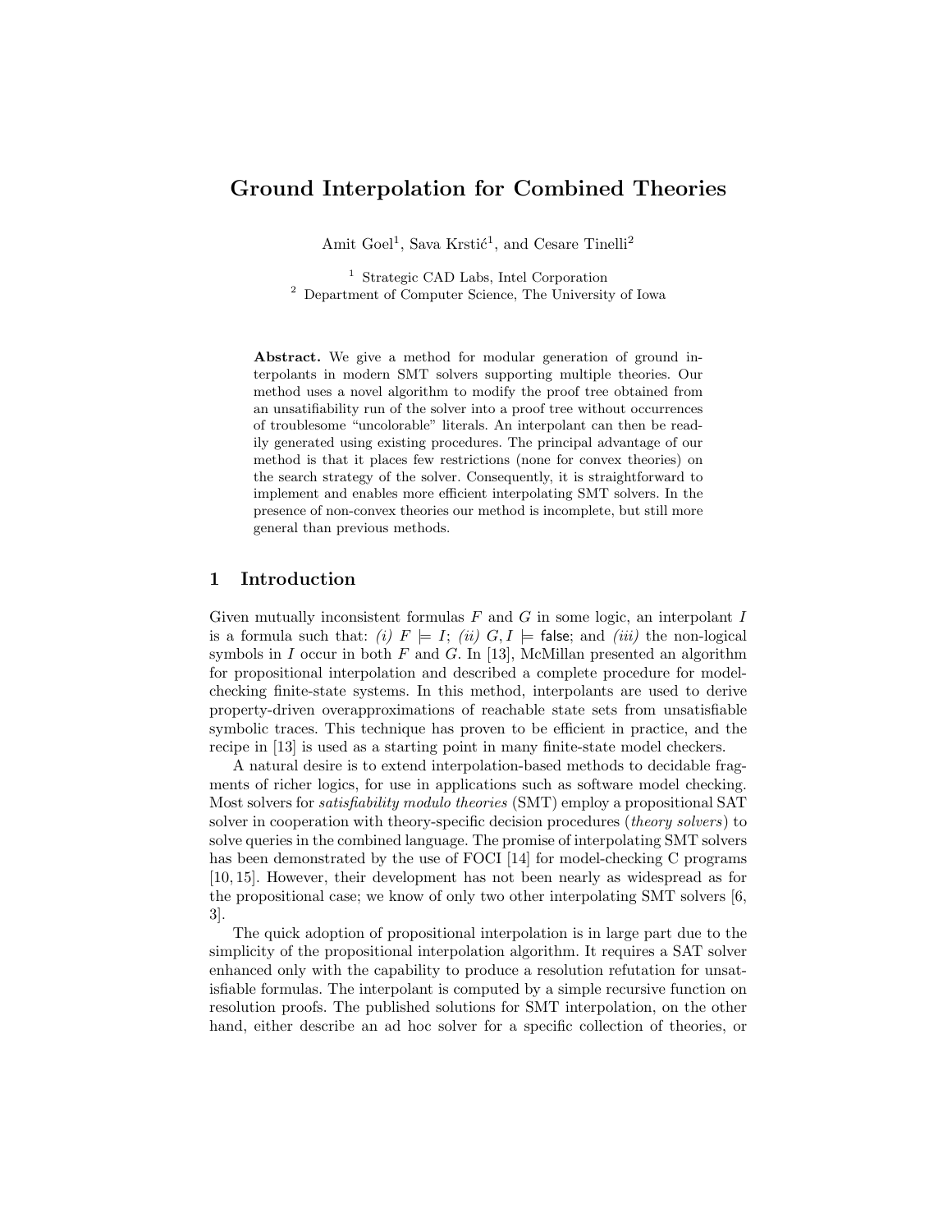# Ground Interpolation for Combined Theories

Amit Goel[1], Sava Krstić[1], and Cesare Tinelli[2]

[1] Strategic CAD Labs, Intel Corporation
[2] Department of Computer Science, The University of Iowa

**Abstract.** We give a method for modular generation of ground interpolants in modern SMT solvers supporting multiple theories. Our method uses a novel algorithm to modify the proof tree obtained from an unsatisfiability run of the solver into a proof tree without occurrences of troublesome "uncolorable" literals. An interpolant can then be readily generated using existing procedures. The principal advantage of our method is that it places few restrictions (none for convex theories) on the search strategy of the solver. Consequently, it is straightforward to implement and enables more efficient interpolating SMT solvers. In the presence of non-convex theories our method is incomplete, but still more general than previous methods.

## 1 Introduction

Given mutually inconsistent formulas $F$ and $G$ in some logic, an interpolant $I$ is a formula such that: *(i)* $F \models I$; *(ii)* $G, I \models \mathsf{false}$; and *(iii)* the non-logical symbols in $I$ occur in both $F$ and $G$. In [13], McMillan presented an algorithm for propositional interpolation and described a complete procedure for model-checking finite-state systems. In this method, interpolants are used to derive property-driven overapproximations of reachable state sets from unsatisfiable symbolic traces. This technique has proven to be efficient in practice, and the recipe in [13] is used as a starting point in many finite-state model checkers.

A natural desire is to extend interpolation-based methods to decidable fragments of richer logics, for use in applications such as software model checking. Most solvers for *satisfiability modulo theories* (SMT) employ a propositional SAT solver in cooperation with theory-specific decision procedures (*theory solvers*) to solve queries in the combined language. The promise of interpolating SMT solvers has been demonstrated by the use of FOCI [14] for model-checking C programs [10, 15]. However, their development has not been nearly as widespread as for the propositional case; we know of only two other interpolating SMT solvers [6, 3].

The quick adoption of propositional interpolation is in large part due to the simplicity of the propositional interpolation algorithm. It requires a SAT solver enhanced only with the capability to produce a resolution refutation for unsatisfiable formulas. The interpolant is computed by a simple recursive function on resolution proofs. The published solutions for SMT interpolation, on the other hand, either describe an ad hoc solver for a specific collection of theories, or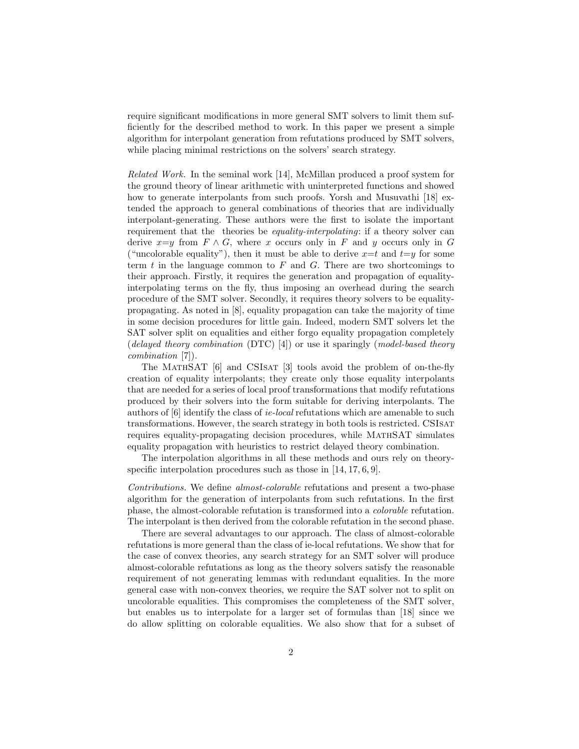require significant modifications in more general SMT solvers to limit them sufficiently for the described method to work. In this paper we present a simple algorithm for interpolant generation from refutations produced by SMT solvers, while placing minimal restrictions on the solvers' search strategy.

*Related Work.* In the seminal work [14], McMillan produced a proof system for the ground theory of linear arithmetic with uninterpreted functions and showed how to generate interpolants from such proofs. Yorsh and Musuvathi [18] extended the approach to general combinations of theories that are individually interpolant-generating. These authors were the first to isolate the important requirement that the theories be *equality-interpolating*: if a theory solver can derive $x{=}y$ from $F \wedge G$, where $x$ occurs only in $F$ and $y$ occurs only in $G$ ("uncolorable equality"), then it must be able to derive $x{=}t$ and $t{=}y$ for some term $t$ in the language common to $F$ and $G$. There are two shortcomings to their approach. Firstly, it requires the generation and propagation of equality-interpolating terms on the fly, thus imposing an overhead during the search procedure of the SMT solver. Secondly, it requires theory solvers to be equality-propagating. As noted in [8], equality propagation can take the majority of time in some decision procedures for little gain. Indeed, modern SMT solvers let the SAT solver split on equalities and either forgo equality propagation completely (*delayed theory combination* (DTC) [4]) or use it sparingly (*model-based theory combination* [7]).

The MathSAT [6] and CSIsat [3] tools avoid the problem of on-the-fly creation of equality interpolants; they create only those equality interpolants that are needed for a series of local proof transformations that modify refutations produced by their solvers into the form suitable for deriving interpolants. The authors of [6] identify the class of *ie-local* refutations which are amenable to such transformations. However, the search strategy in both tools is restricted. CSIsat requires equality-propagating decision procedures, while MathSAT simulates equality propagation with heuristics to restrict delayed theory combination.

The interpolation algorithms in all these methods and ours rely on theory-specific interpolation procedures such as those in [14, 17, 6, 9].

*Contributions.* We define *almost-colorable* refutations and present a two-phase algorithm for the generation of interpolants from such refutations. In the first phase, the almost-colorable refutation is transformed into a *colorable* refutation. The interpolant is then derived from the colorable refutation in the second phase.

There are several advantages to our approach. The class of almost-colorable refutations is more general than the class of ie-local refutations. We show that for the case of convex theories, any search strategy for an SMT solver will produce almost-colorable refutations as long as the theory solvers satisfy the reasonable requirement of not generating lemmas with redundant equalities. In the more general case with non-convex theories, we require the SAT solver not to split on uncolorable equalities. This compromises the completeness of the SMT solver, but enables us to interpolate for a larger set of formulas than [18] since we do allow splitting on colorable equalities. We also show that for a subset of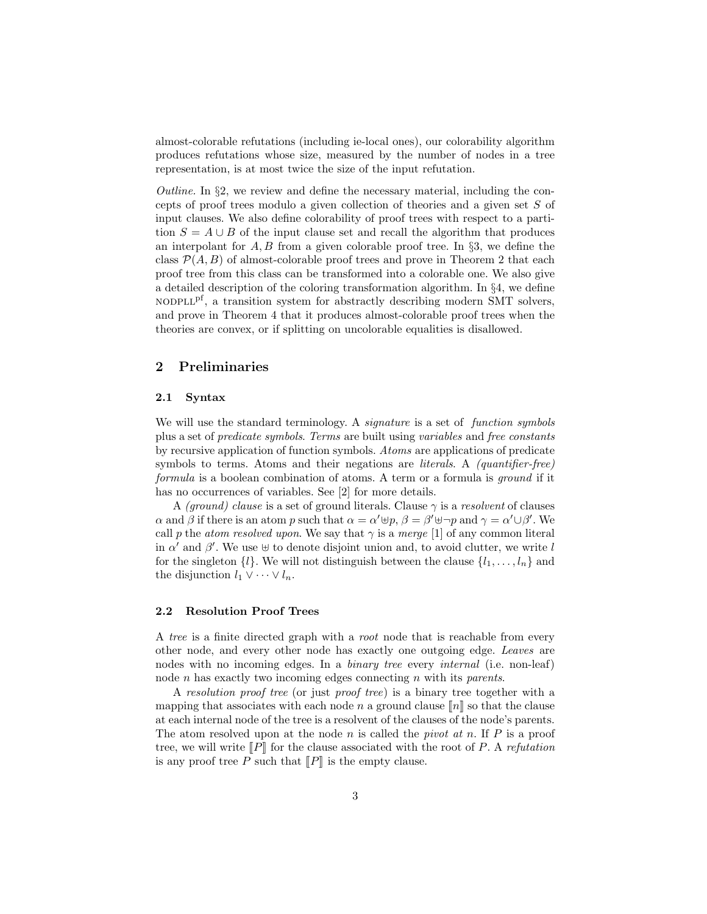almost-colorable refutations (including ie-local ones), our colorability algorithm produces refutations whose size, measured by the number of nodes in a tree representation, is at most twice the size of the input refutation.

*Outline.* In §2, we review and define the necessary material, including the concepts of proof trees modulo a given collection of theories and a given set $S$ of input clauses. We also define colorability of proof trees with respect to a partition $S = A \cup B$ of the input clause set and recall the algorithm that produces an interpolant for $A, B$ from a given colorable proof tree. In §3, we define the class $\mathcal{P}(A, B)$ of almost-colorable proof trees and prove in Theorem 2 that each proof tree from this class can be transformed into a colorable one. We also give a detailed description of the coloring transformation algorithm. In §4, we define $\text{NODPLL}^{\text{pf}}$, a transition system for abstractly describing modern SMT solvers, and prove in Theorem 4 that it produces almost-colorable proof trees when the theories are convex, or if splitting on uncolorable equalities is disallowed.

## 2 Preliminaries

### 2.1 Syntax

We will use the standard terminology. A *signature* is a set of *function symbols* plus a set of *predicate symbols*. *Terms* are built using *variables* and *free constants* by recursive application of function symbols. *Atoms* are applications of predicate symbols to terms. Atoms and their negations are *literals*. A *(quantifier-free) formula* is a boolean combination of atoms. A term or a formula is *ground* if it has no occurrences of variables. See [2] for more details.

A *(ground) clause* is a set of ground literals. Clause $\gamma$ is a *resolvent* of clauses $\alpha$ and $\beta$ if there is an atom $p$ such that $\alpha = \alpha' \uplus p$, $\beta = \beta' \uplus \neg p$ and $\gamma = \alpha' \cup \beta'$. We call $p$ the *atom resolved upon*. We say that $\gamma$ is a *merge* [1] of any common literal in $\alpha'$ and $\beta'$. We use $\uplus$ to denote disjoint union and, to avoid clutter, we write $l$ for the singleton $\{l\}$. We will not distinguish between the clause $\{l_1, \ldots, l_n\}$ and the disjunction $l_1 \vee \cdots \vee l_n$.

### 2.2 Resolution Proof Trees

A *tree* is a finite directed graph with a *root* node that is reachable from every other node, and every other node has exactly one outgoing edge. *Leaves* are nodes with no incoming edges. In a *binary tree* every *internal* (i.e. non-leaf) node $n$ has exactly two incoming edges connecting $n$ with its *parents*.

A *resolution proof tree* (or just *proof tree*) is a binary tree together with a mapping that associates with each node $n$ a ground clause $[\![n]\!]$ so that the clause at each internal node of the tree is a resolvent of the clauses of the node's parents. The atom resolved upon at the node $n$ is called the *pivot at $n$*. If $P$ is a proof tree, we will write $[\![P]\!]$ for the clause associated with the root of $P$. A *refutation* is any proof tree $P$ such that $[\![P]\!]$ is the empty clause.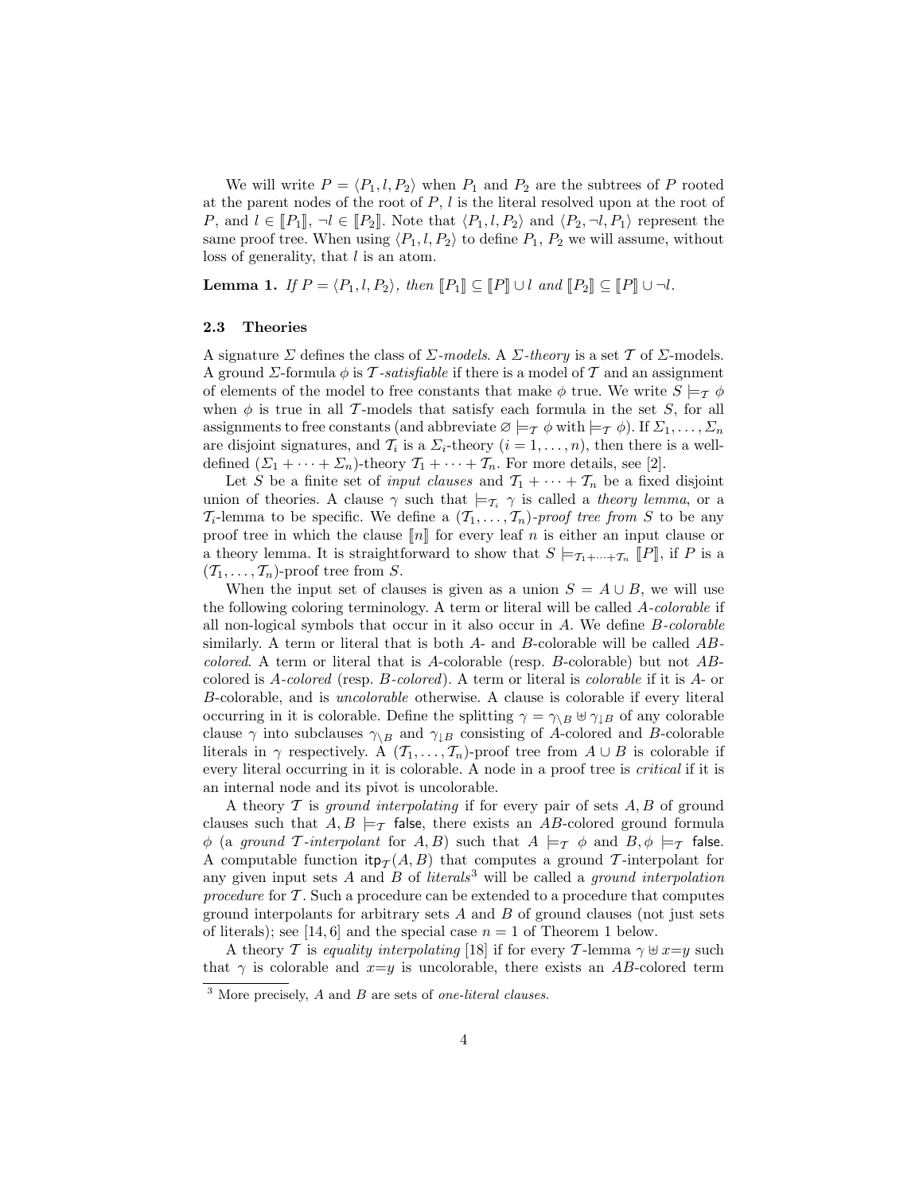We will write $P = \langle P_1, l, P_2 \rangle$ when $P_1$ and $P_2$ are the subtrees of $P$ rooted at the parent nodes of the root of $P$, $l$ is the literal resolved upon at the root of $P$, and $l \in [\![P_1]\!]$, $\neg l \in [\![P_2]\!]$. Note that $\langle P_1, l, P_2 \rangle$ and $\langle P_2, \neg l, P_1 \rangle$ represent the same proof tree. When using $\langle P_1, l, P_2 \rangle$ to define $P_1$, $P_2$ we will assume, without loss of generality, that $l$ is an atom.

**Lemma 1.** *If $P = \langle P_1, l, P_2 \rangle$, then $[\![P_1]\!] \subseteq [\![P]\!] \cup l$ and $[\![P_2]\!] \subseteq [\![P]\!] \cup \neg l$.*

### 2.3 Theories

A signature $\Sigma$ defines the class of *$\Sigma$-models*. A *$\Sigma$-theory* is a set $\mathcal{T}$ of $\Sigma$-models. A ground $\Sigma$-formula $\phi$ is *$\mathcal{T}$-satisfiable* if there is a model of $\mathcal{T}$ and an assignment of elements of the model to free constants that make $\phi$ true. We write $S \models_{\mathcal{T}} \phi$ when $\phi$ is true in all $\mathcal{T}$-models that satisfy each formula in the set $S$, for all assignments to free constants (and abbreviate $\varnothing \models_{\mathcal{T}} \phi$ with $\models_{\mathcal{T}} \phi$). If $\Sigma_1, \ldots, \Sigma_n$ are disjoint signatures, and $\mathcal{T}_i$ is a $\Sigma_i$-theory ($i = 1, \ldots, n$), then there is a well-defined $(\Sigma_1 + \cdots + \Sigma_n)$-theory $\mathcal{T}_1 + \cdots + \mathcal{T}_n$. For more details, see [2].

Let $S$ be a finite set of *input clauses* and $\mathcal{T}_1 + \cdots + \mathcal{T}_n$ be a fixed disjoint union of theories. A clause $\gamma$ such that $\models_{\mathcal{T}_i} \gamma$ is called a *theory lemma*, or a $\mathcal{T}_i$-lemma to be specific. We define a *$(\mathcal{T}_1, \ldots, \mathcal{T}_n)$-proof tree from $S$* to be any proof tree in which the clause $[\![n]\!]$ for every leaf $n$ is either an input clause or a theory lemma. It is straightforward to show that $S \models_{\mathcal{T}_1 + \cdots + \mathcal{T}_n} [\![P]\!]$, if $P$ is a $(\mathcal{T}_1, \ldots, \mathcal{T}_n)$-proof tree from $S$.

When the input set of clauses is given as a union $S = A \cup B$, we will use the following coloring terminology. A term or literal will be called *$A$-colorable* if all non-logical symbols that occur in it also occur in $A$. We define *$B$-colorable* similarly. A term or literal that is both $A$- and $B$-colorable will be called *$AB$-colored*. A term or literal that is $A$-colorable (resp. $B$-colorable) but not $AB$-colored is *$A$-colored* (resp. *$B$-colored*). A term or literal is *colorable* if it is $A$- or $B$-colorable, and is *uncolorable* otherwise. A clause is colorable if every literal occurring in it is colorable. Define the splitting $\gamma = \gamma_{\setminus B} \uplus \gamma_{\downarrow B}$ of any colorable clause $\gamma$ into subclauses $\gamma_{\setminus B}$ and $\gamma_{\downarrow B}$ consisting of $A$-colored and $B$-colorable literals in $\gamma$ respectively. A $(\mathcal{T}_1, \ldots, \mathcal{T}_n)$-proof tree from $A \cup B$ is colorable if every literal occurring in it is colorable. A node in a proof tree is *critical* if it is an internal node and its pivot is uncolorable.

A theory $\mathcal{T}$ is *ground interpolating* if for every pair of sets $A, B$ of ground clauses such that $A, B \models_{\mathcal{T}}$ false, there exists an $AB$-colored ground formula $\phi$ (a *ground $\mathcal{T}$-interpolant* for $A, B$) such that $A \models_{\mathcal{T}} \phi$ and $B, \phi \models_{\mathcal{T}}$ false. A computable function $\mathsf{itp}_{\mathcal{T}}(A, B)$ that computes a ground $\mathcal{T}$-interpolant for any given input sets $A$ and $B$ of *literals*[3] will be called a *ground interpolation procedure* for $\mathcal{T}$. Such a procedure can be extended to a procedure that computes ground interpolants for arbitrary sets $A$ and $B$ of ground clauses (not just sets of literals); see [14, 6] and the special case $n = 1$ of Theorem 1 below.

A theory $\mathcal{T}$ is *equality interpolating* [18] if for every $\mathcal{T}$-lemma $\gamma \uplus x{=}y$ such that $\gamma$ is colorable and $x{=}y$ is uncolorable, there exists an $AB$-colored term

[3] More precisely, $A$ and $B$ are sets of *one-literal clauses*.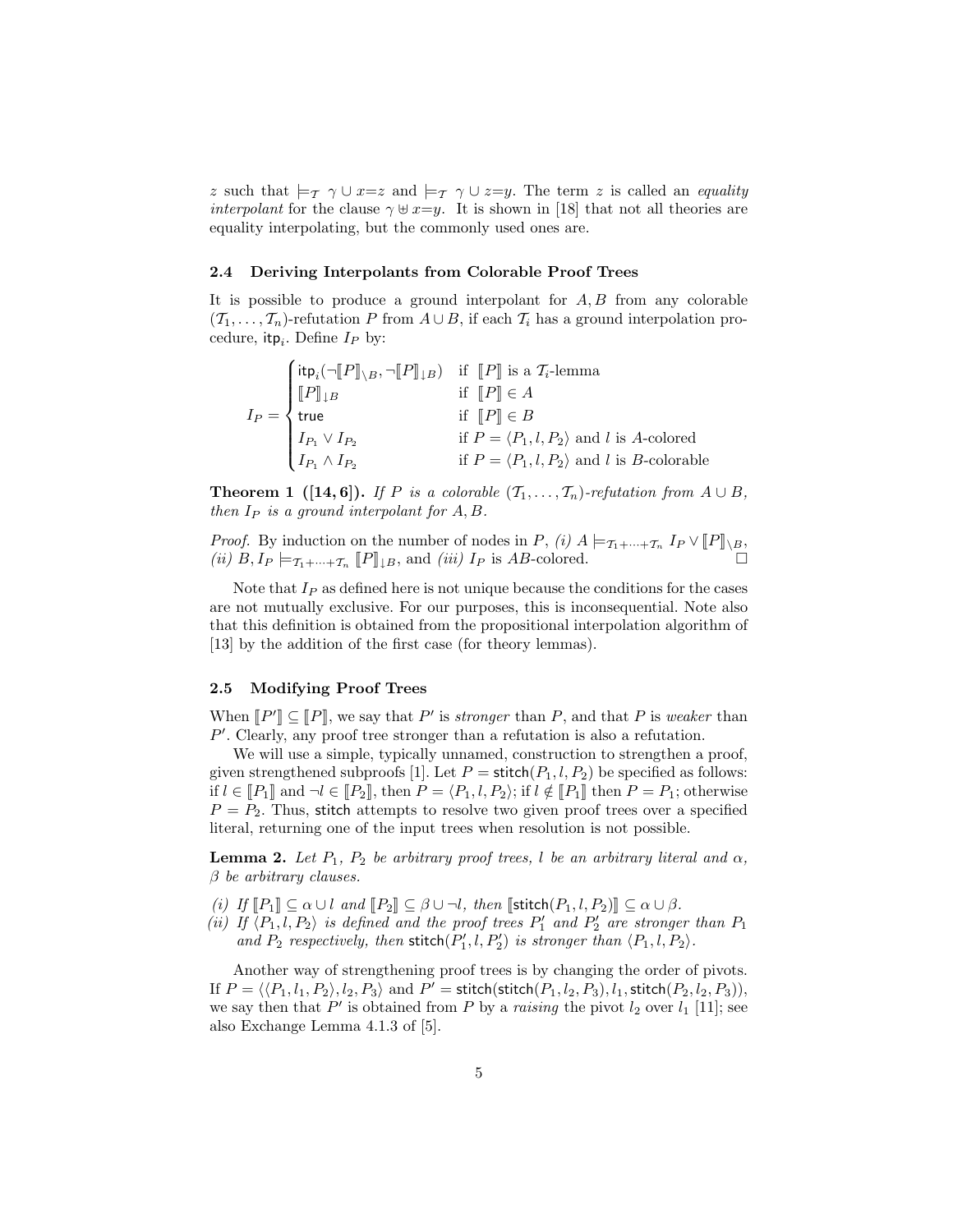$z$ such that $\models_{\mathcal{T}} \gamma \cup x{=}z$ and $\models_{\mathcal{T}} \gamma \cup z{=}y$. The term $z$ is called an *equality interpolant* for the clause $\gamma \uplus x{=}y$. It is shown in [18] that not all theories are equality interpolating, but the commonly used ones are.

### 2.4 Deriving Interpolants from Colorable Proof Trees

It is possible to produce a ground interpolant for $A, B$ from any colorable $(\mathcal{T}_1, \ldots, \mathcal{T}_n)$-refutation $P$ from $A \cup B$, if each $\mathcal{T}_i$ has a ground interpolation procedure, $\mathsf{itp}_i$. Define $I_P$ by:

$$I_P = \begin{cases} \mathsf{itp}_i(\neg[\![P]\!]_{\setminus B}, \neg[\![P]\!]_{\downarrow B}) & \text{if } [\![P]\!] \text{ is a } \mathcal{T}_i\text{-lemma} \\ [\![P]\!]_{\downarrow B} & \text{if } [\![P]\!] \in A \\ \mathsf{true} & \text{if } [\![P]\!] \in B \\ I_{P_1} \vee I_{P_2} & \text{if } P = \langle P_1, l, P_2 \rangle \text{ and } l \text{ is } A\text{-colored} \\ I_{P_1} \wedge I_{P_2} & \text{if } P = \langle P_1, l, P_2 \rangle \text{ and } l \text{ is } B\text{-colorable} \end{cases}$$

**Theorem 1 ([14, 6]).** *If $P$ is a colorable $(\mathcal{T}_1, \ldots, \mathcal{T}_n)$-refutation from $A \cup B$, then $I_P$ is a ground interpolant for $A, B$.*

*Proof.* By induction on the number of nodes in $P$, *(i)* $A \models_{\mathcal{T}_1 + \cdots + \mathcal{T}_n} I_P \vee [\![P]\!]_{\setminus B}$, *(ii)* $B, I_P \models_{\mathcal{T}_1 + \cdots + \mathcal{T}_n} [\![P]\!]_{\downarrow B}$, and *(iii)* $I_P$ is $AB$-colored. □

Note that $I_P$ as defined here is not unique because the conditions for the cases are not mutually exclusive. For our purposes, this is inconsequential. Note also that this definition is obtained from the propositional interpolation algorithm of [13] by the addition of the first case (for theory lemmas).

### 2.5 Modifying Proof Trees

When $[\![P']\!] \subseteq [\![P]\!]$, we say that $P'$ is *stronger* than $P$, and that $P$ is *weaker* than $P'$. Clearly, any proof tree stronger than a refutation is also a refutation.

We will use a simple, typically unnamed, construction to strengthen a proof, given strengthened subproofs [1]. Let $P = \mathsf{stitch}(P_1, l, P_2)$ be specified as follows: if $l \in [\![P_1]\!]$ and $\neg l \in [\![P_2]\!]$, then $P = \langle P_1, l, P_2 \rangle$; if $l \notin [\![P_1]\!]$ then $P = P_1$; otherwise $P = P_2$. Thus, $\mathsf{stitch}$ attempts to resolve two given proof trees over a specified literal, returning one of the input trees when resolution is not possible.

**Lemma 2.** *Let $P_1$, $P_2$ be arbitrary proof trees, $l$ be an arbitrary literal and $\alpha$, $\beta$ be arbitrary clauses.*

*(i) If $[\![P_1]\!] \subseteq \alpha \cup l$ and $[\![P_2]\!] \subseteq \beta \cup \neg l$, then $[\![\mathsf{stitch}(P_1, l, P_2)]\!] \subseteq \alpha \cup \beta$.*
*(ii) If $\langle P_1, l, P_2 \rangle$ is defined and the proof trees $P_1'$ and $P_2'$ are stronger than $P_1$ and $P_2$ respectively, then $\mathsf{stitch}(P_1', l, P_2')$ is stronger than $\langle P_1, l, P_2 \rangle$.*

Another way of strengthening proof trees is by changing the order of pivots. If $P = \langle\langle P_1, l_1, P_2 \rangle, l_2, P_3 \rangle$ and $P' = \mathsf{stitch}(\mathsf{stitch}(P_1, l_2, P_3), l_1, \mathsf{stitch}(P_2, l_2, P_3))$, we say then that $P'$ is obtained from $P$ by a *raising* the pivot $l_2$ over $l_1$ [11]; see also Exchange Lemma 4.1.3 of [5].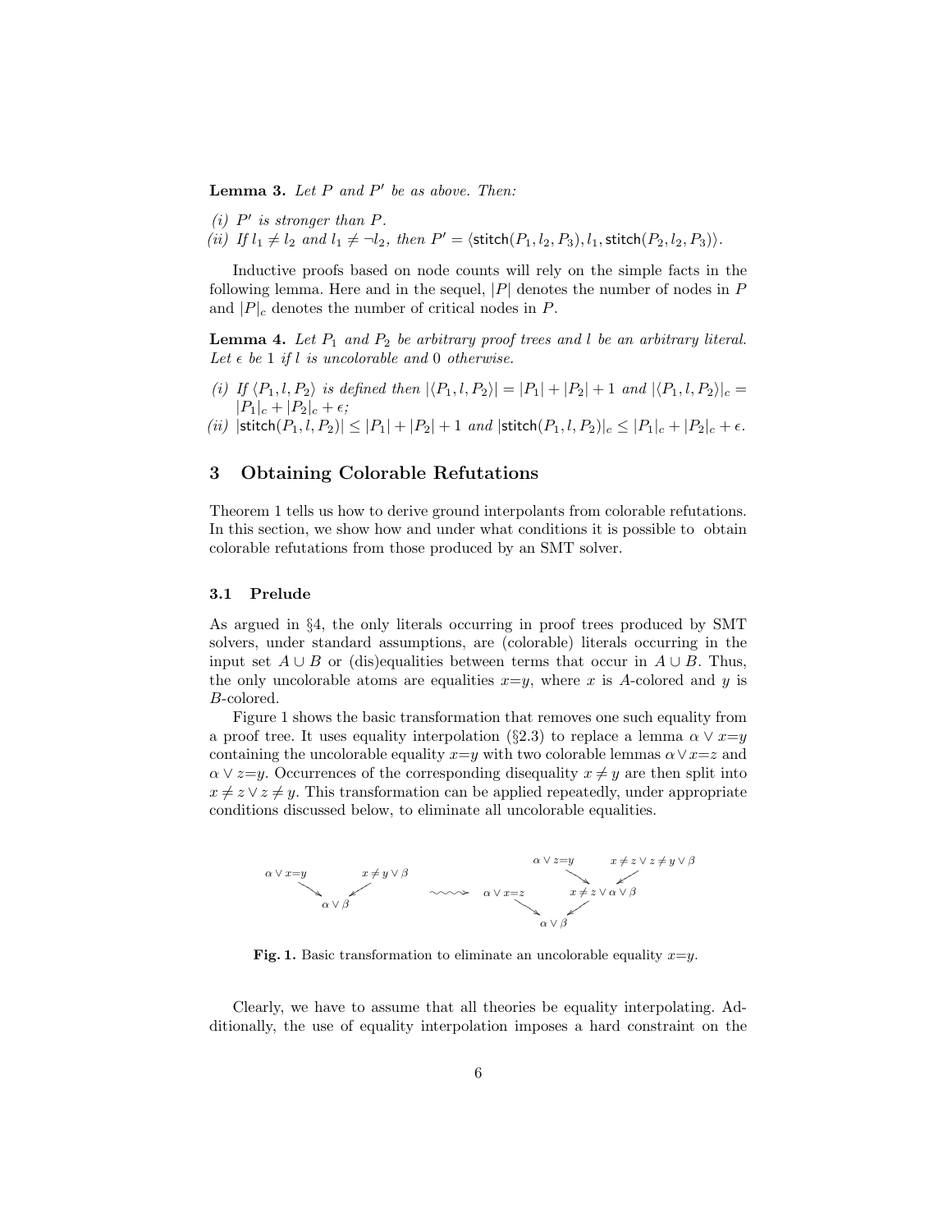**Lemma 3.** *Let $P$ and $P'$ be as above. Then:*

*(i) $P'$ is stronger than $P$.*
*(ii) If $l_1 \neq l_2$ and $l_1 \neq \neg l_2$, then $P' = \langle \mathsf{stitch}(P_1, l_2, P_3), l_1, \mathsf{stitch}(P_2, l_2, P_3) \rangle$.*

Inductive proofs based on node counts will rely on the simple facts in the following lemma. Here and in the sequel, $|P|$ denotes the number of nodes in $P$ and $|P|_c$ denotes the number of critical nodes in $P$.

**Lemma 4.** *Let $P_1$ and $P_2$ be arbitrary proof trees and $l$ be an arbitrary literal. Let $\epsilon$ be 1 if $l$ is uncolorable and 0 otherwise.*

*(i) If $\langle P_1, l, P_2 \rangle$ is defined then $|\langle P_1, l, P_2 \rangle| = |P_1| + |P_2| + 1$ and $|\langle P_1, l, P_2 \rangle|_c = |P_1|_c + |P_2|_c + \epsilon$;*
*(ii) $|\mathsf{stitch}(P_1, l, P_2)| \leq |P_1| + |P_2| + 1$ and $|\mathsf{stitch}(P_1, l, P_2)|_c \leq |P_1|_c + |P_2|_c + \epsilon$.*

## 3 Obtaining Colorable Refutations

Theorem 1 tells us how to derive ground interpolants from colorable refutations. In this section, we show how and under what conditions it is possible to obtain colorable refutations from those produced by an SMT solver.

### 3.1 Prelude

As argued in §4, the only literals occurring in proof trees produced by SMT solvers, under standard assumptions, are (colorable) literals occurring in the input set $A \cup B$ or (dis)equalities between terms that occur in $A \cup B$. Thus, the only uncolorable atoms are equalities $x{=}y$, where $x$ is $A$-colored and $y$ is $B$-colored.

Figure 1 shows the basic transformation that removes one such equality from a proof tree. It uses equality interpolation (§2.3) to replace a lemma $\alpha \vee x{=}y$ containing the uncolorable equality $x{=}y$ with two colorable lemmas $\alpha \vee x{=}z$ and $\alpha \vee z{=}y$. Occurrences of the corresponding disequality $x \neq y$ are then split into $x \neq z \vee z \neq y$. This transformation can be applied repeatedly, under appropriate conditions discussed below, to eliminate all uncolorable equalities.

**Fig. 1.** Basic transformation to eliminate an uncolorable equality $x{=}y$.

Clearly, we have to assume that all theories be equality interpolating. Additionally, the use of equality interpolation imposes a hard constraint on the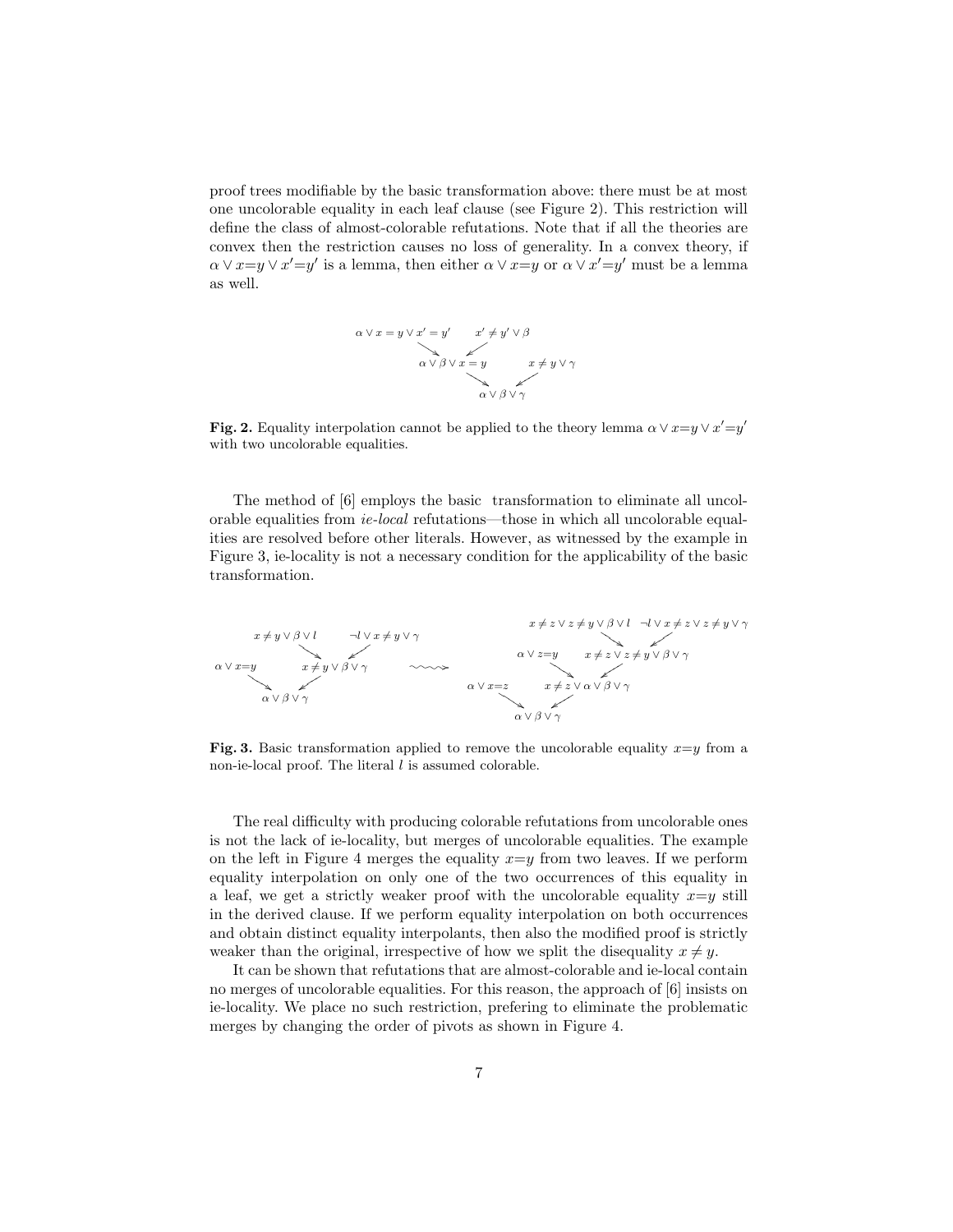proof trees modifiable by the basic transformation above: there must be at most one uncolorable equality in each leaf clause (see Figure 2). This restriction will define the class of almost-colorable refutations. Note that if all the theories are convex then the restriction causes no loss of generality. In a convex theory, if $\alpha \vee x{=}y \vee x'{=}y'$ is a lemma, then either $\alpha \vee x{=}y$ or $\alpha \vee x'{=}y'$ must be a lemma as well.

$$
\begin{array}{ccc}
\alpha \vee x = y \vee x' = y' & & x' \neq y' \vee \beta \\
& \searrow \quad \swarrow & \\
& \alpha \vee \beta \vee x = y & \qquad x \neq y \vee \gamma \\
& \searrow \quad \swarrow & \\
& \alpha \vee \beta \vee \gamma &
\end{array}
$$

**Fig. 2.** Equality interpolation cannot be applied to the theory lemma $\alpha \vee x{=}y \vee x'{=}y'$ with two uncolorable equalities.

The method of [6] employs the basic transformation to eliminate all uncolorable equalities from *ie-local* refutations—those in which all uncolorable equalities are resolved before other literals. However, as witnessed by the example in Figure 3, ie-locality is not a necessary condition for the applicability of the basic transformation.

$$
\begin{array}{ccc}
& x \neq y \vee \beta \vee l \qquad \neg l \vee x \neq y \vee \gamma & \\
\alpha \vee x{=}y & x \neq y \vee \beta \vee \gamma & \\
& \alpha \vee \beta \vee \gamma &
\end{array}
\quad \rightsquigarrow \quad
\begin{array}{c}
x \neq z \vee z \neq y \vee \beta \vee l \qquad \neg l \vee x \neq z \vee z \neq y \vee \gamma \\
\alpha \vee z{=}y \qquad x \neq z \vee z \neq y \vee \beta \vee \gamma \\
\alpha \vee x{=}z \qquad x \neq z \vee \alpha \vee \beta \vee \gamma \\
\alpha \vee \beta \vee \gamma
\end{array}
$$

**Fig. 3.** Basic transformation applied to remove the uncolorable equality $x{=}y$ from a non-ie-local proof. The literal $l$ is assumed colorable.

The real difficulty with producing colorable refutations from uncolorable ones is not the lack of ie-locality, but merges of uncolorable equalities. The example on the left in Figure 4 merges the equality $x{=}y$ from two leaves. If we perform equality interpolation on only one of the two occurrences of this equality in a leaf, we get a strictly weaker proof with the uncolorable equality $x{=}y$ still in the derived clause. If we perform equality interpolation on both occurrences and obtain distinct equality interpolants, then also the modified proof is strictly weaker than the original, irrespective of how we split the disequality $x \neq y$.

It can be shown that refutations that are almost-colorable and ie-local contain no merges of uncolorable equalities. For this reason, the approach of [6] insists on ie-locality. We place no such restriction, prefering to eliminate the problematic merges by changing the order of pivots as shown in Figure 4.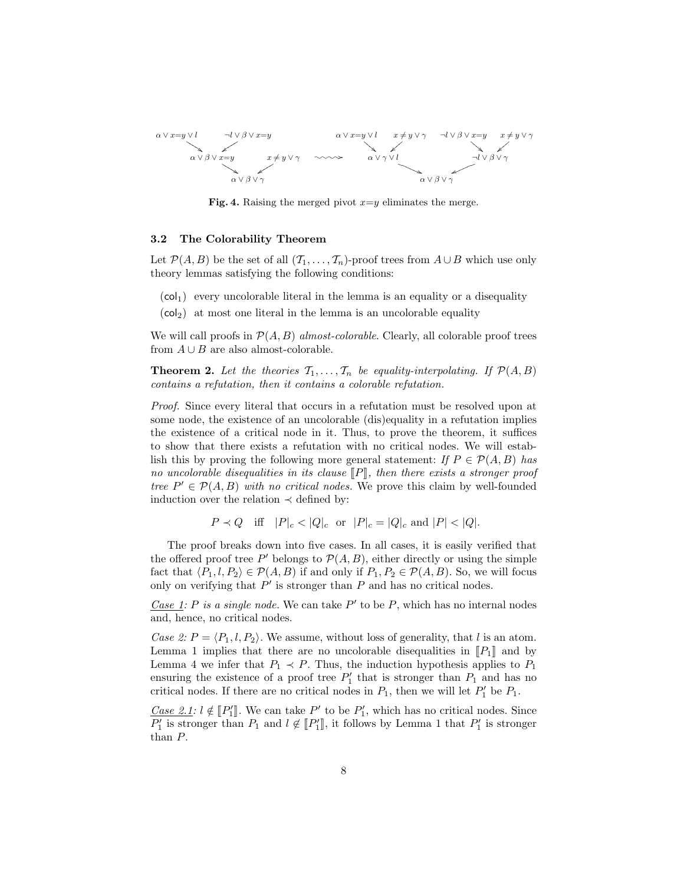$$\begin{array}{ccc} \alpha \vee x{=}y \vee l \quad \neg l \vee \beta \vee x{=}y & & \alpha \vee x{=}y \vee l \quad x \neq y \vee \gamma \quad \neg l \vee \beta \vee x{=}y \quad x \neq y \vee \gamma \\ \alpha \vee \beta \vee x{=}y \quad x \neq y \vee \gamma & \rightsquigarrow & \alpha \vee \gamma \vee l \qquad\qquad \neg l \vee \beta \vee \gamma \\ \alpha \vee \beta \vee \gamma & & \alpha \vee \beta \vee \gamma \end{array}$$

**Fig. 4.** Raising the merged pivot $x{=}y$ eliminates the merge.

### 3.2 The Colorability Theorem

Let $\mathcal{P}(A, B)$ be the set of all $(\mathcal{T}_1, \ldots, \mathcal{T}_n)$-proof trees from $A \cup B$ which use only theory lemmas satisfying the following conditions:

- $(\mathsf{col}_1)$ every uncolorable literal in the lemma is an equality or a disequality
- $(\mathsf{col}_2)$ at most one literal in the lemma is an uncolorable equality

We will call proofs in $\mathcal{P}(A, B)$ *almost-colorable*. Clearly, all colorable proof trees from $A \cup B$ are also almost-colorable.

**Theorem 2.** *Let the theories $\mathcal{T}_1, \ldots, \mathcal{T}_n$ be equality-interpolating. If $\mathcal{P}(A, B)$ contains a refutation, then it contains a colorable refutation.*

*Proof.* Since every literal that occurs in a refutation must be resolved upon at some node, the existence of an uncolorable (dis)equality in a refutation implies the existence of a critical node in it. Thus, to prove the theorem, it suffices to show that there exists a refutation with no critical nodes. We will establish this by proving the following more general statement: *If $P \in \mathcal{P}(A, B)$ has no uncolorable disequalities in its clause $[\![P]\!]$, then there exists a stronger proof tree $P' \in \mathcal{P}(A, B)$ with no critical nodes.* We prove this claim by well-founded induction over the relation $\prec$ defined by:

$$P \prec Q \quad \text{iff} \quad |P|_c < |Q|_c \;\text{ or }\; |P|_c = |Q|_c \text{ and } |P| < |Q|.$$

The proof breaks down into five cases. In all cases, it is easily verified that the offered proof tree $P'$ belongs to $\mathcal{P}(A, B)$, either directly or using the simple fact that $\langle P_1, l, P_2 \rangle \in \mathcal{P}(A, B)$ if and only if $P_1, P_2 \in \mathcal{P}(A, B)$. So, we will focus only on verifying that $P'$ is stronger than $P$ and has no critical nodes.

*Case 1: $P$ is a single node.* We can take $P'$ to be $P$, which has no internal nodes and, hence, no critical nodes.

*Case 2: $P = \langle P_1, l, P_2 \rangle$.* We assume, without loss of generality, that $l$ is an atom. Lemma 1 implies that there are no uncolorable disequalities in $[\![P_1]\!]$ and by Lemma 4 we infer that $P_1 \prec P$. Thus, the induction hypothesis applies to $P_1$ ensuring the existence of a proof tree $P_1'$ that is stronger than $P_1$ and has no critical nodes. If there are no critical nodes in $P_1$, then we will let $P_1'$ be $P_1$.

*Case 2.1: $l \notin [\![P_1']\!]$.* We can take $P'$ to be $P_1'$, which has no critical nodes. Since $P_1'$ is stronger than $P_1$ and $l \notin [\![P_1']\!]$, it follows by Lemma 1 that $P_1'$ is stronger than $P$.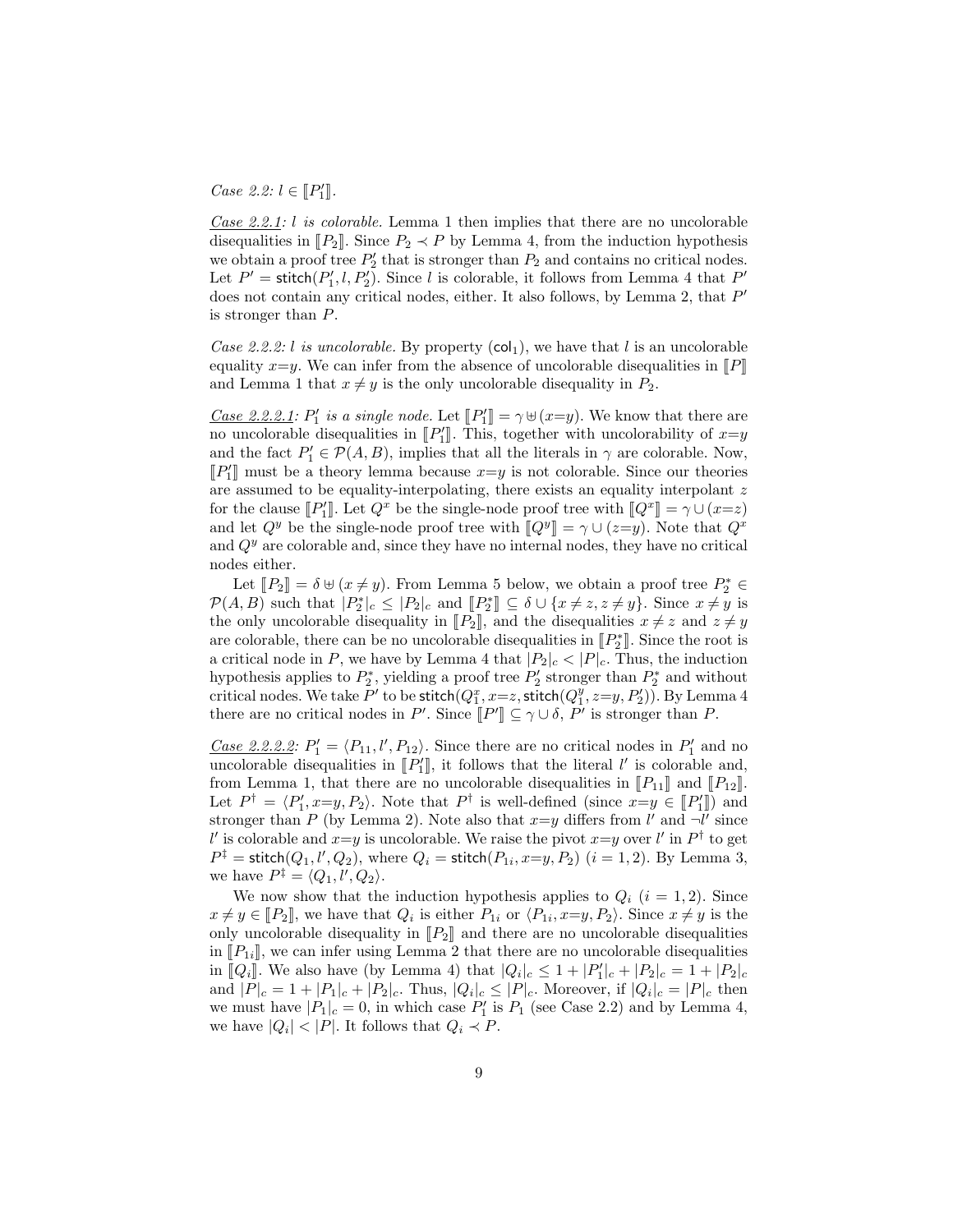*Case 2.2: $l \in [\![P_1']\!]$.*

*Case 2.2.1: $l$ is colorable.* Lemma 1 then implies that there are no uncolorable disequalities in $[\![P_2]\!]$. Since $P_2 \prec P$ by Lemma 4, from the induction hypothesis we obtain a proof tree $P_2'$ that is stronger than $P_2$ and contains no critical nodes. Let $P' = \mathsf{stitch}(P_1', l, P_2')$. Since $l$ is colorable, it follows from Lemma 4 that $P'$ does not contain any critical nodes, either. It also follows, by Lemma 2, that $P'$ is stronger than $P$.

*Case 2.2.2: $l$ is uncolorable.* By property $(\mathsf{col}_1)$, we have that $l$ is an uncolorable equality $x{=}y$. We can infer from the absence of uncolorable disequalities in $[\![P]\!]$ and Lemma 1 that $x \neq y$ is the only uncolorable disequality in $P_2$.

*Case 2.2.2.1: $P_1'$ is a single node.* Let $[\![P_1']\!] = \gamma \uplus (x{=}y)$. We know that there are no uncolorable disequalities in $[\![P_1']\!]$. This, together with uncolorability of $x{=}y$ and the fact $P_1' \in \mathcal{P}(A,B)$, implies that all the literals in $\gamma$ are colorable. Now, $[\![P_1']\!]$ must be a theory lemma because $x{=}y$ is not colorable. Since our theories are assumed to be equality-interpolating, there exists an equality interpolant $z$ for the clause $[\![P_1']\!]$. Let $Q^x$ be the single-node proof tree with $[\![Q^x]\!] = \gamma \cup (x{=}z)$ and let $Q^y$ be the single-node proof tree with $[\![Q^y]\!] = \gamma \cup (z{=}y)$. Note that $Q^x$ and $Q^y$ are colorable and, since they have no internal nodes, they have no critical nodes either.

Let $[\![P_2]\!] = \delta \uplus (x \neq y)$. From Lemma 5 below, we obtain a proof tree $P_2^* \in \mathcal{P}(A,B)$ such that $|P_2^*|_c \leq |P_2|_c$ and $[\![P_2^*]\!] \subseteq \delta \cup \{x \neq z, z \neq y\}$. Since $x \neq y$ is the only uncolorable disequality in $[\![P_2]\!]$, and the disequalities $x \neq z$ and $z \neq y$ are colorable, there can be no uncolorable disequalities in $[\![P_2^*]\!]$. Since the root is a critical node in $P$, we have by Lemma 4 that $|P_2|_c < |P|_c$. Thus, the induction hypothesis applies to $P_2^*$, yielding a proof tree $P_2'$ stronger than $P_2^*$ and without critical nodes. We take $P'$ to be $\mathsf{stitch}(Q_1^x, x{=}z, \mathsf{stitch}(Q_1^y, z{=}y, P_2'))$. By Lemma 4 there are no critical nodes in $P'$. Since $[\![P']\!] \subseteq \gamma \cup \delta$, $P'$ is stronger than $P$.

*Case 2.2.2.2: $P_1' = \langle P_{11}, l', P_{12}\rangle$.* Since there are no critical nodes in $P_1'$ and no uncolorable disequalities in $[\![P_1']\!]$, it follows that the literal $l'$ is colorable and, from Lemma 1, that there are no uncolorable disequalities in $[\![P_{11}]\!]$ and $[\![P_{12}]\!]$. Let $P^\dagger = \langle P_1', x{=}y, P_2\rangle$. Note that $P^\dagger$ is well-defined (since $x{=}y \in [\![P_1']\!]$) and stronger than $P$ (by Lemma 2). Note also that $x{=}y$ differs from $l'$ and $\neg l'$ since $l'$ is colorable and $x{=}y$ is uncolorable. We raise the pivot $x{=}y$ over $l'$ in $P^\dagger$ to get $P^\ddagger = \mathsf{stitch}(Q_1, l', Q_2)$, where $Q_i = \mathsf{stitch}(P_{1i}, x{=}y, P_2)$ $(i = 1, 2)$. By Lemma 3, we have $P^\ddagger = \langle Q_1, l', Q_2\rangle$.

We now show that the induction hypothesis applies to $Q_i$ $(i = 1, 2)$. Since $x \neq y \in [\![P_2]\!]$, we have that $Q_i$ is either $P_{1i}$ or $\langle P_{1i}, x{=}y, P_2\rangle$. Since $x \neq y$ is the only uncolorable disequality in $[\![P_2]\!]$ and there are no uncolorable disequalities in $[\![P_{1i}]\!]$, we can infer using Lemma 2 that there are no uncolorable disequalities in $[\![Q_i]\!]$. We also have (by Lemma 4) that $|Q_i|_c \leq 1 + |P_1'|_c + |P_2|_c = 1 + |P_2|_c$ and $|P|_c = 1 + |P_1|_c + |P_2|_c$. Thus, $|Q_i|_c \leq |P|_c$. Moreover, if $|Q_i|_c = |P|_c$ then we must have $|P_1|_c = 0$, in which case $P_1'$ is $P_1$ (see Case 2.2) and by Lemma 4, we have $|Q_i| < |P|$. It follows that $Q_i \prec P$.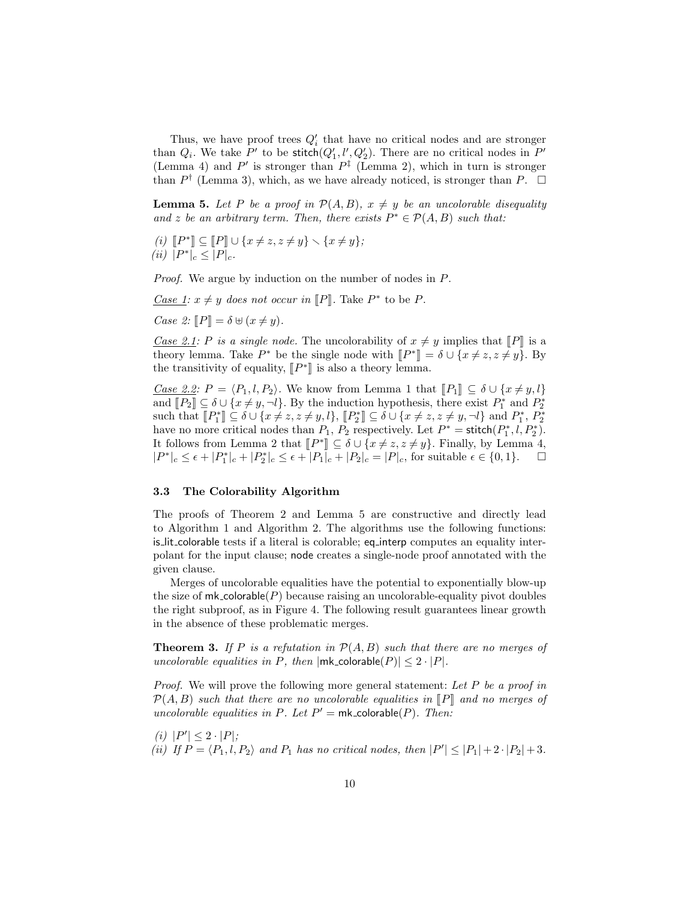Thus, we have proof trees $Q'_i$ that have no critical nodes and are stronger than $Q_i$. We take $P'$ to be $\mathsf{stitch}(Q'_1, l', Q'_2)$. There are no critical nodes in $P'$ (Lemma 4) and $P'$ is stronger than $P^\ddagger$ (Lemma 2), which in turn is stronger than $P^\dagger$ (Lemma 3), which, as we have already noticed, is stronger than $P$. $\square$

**Lemma 5.** *Let $P$ be a proof in $\mathcal{P}(A, B)$, $x \neq y$ be an uncolorable disequality and $z$ be an arbitrary term. Then, there exists $P^* \in \mathcal{P}(A, B)$ such that:*

*(i)* $[\![P^*]\!] \subseteq [\![P]\!] \cup \{x \neq z, z \neq y\} \smallsetminus \{x \neq y\}$;
*(ii)* $|P^*|_c \leq |P|_c$.

*Proof.* We argue by induction on the number of nodes in $P$.

*Case 1: $x \neq y$ does not occur in $[\![P]\!]$.* Take $P^*$ to be $P$.

*Case 2: $[\![P]\!] = \delta \uplus (x \neq y)$.*

*Case 2.1: $P$ is a single node.* The uncolorability of $x \neq y$ implies that $[\![P]\!]$ is a theory lemma. Take $P^*$ be the single node with $[\![P^*]\!] = \delta \cup \{x \neq z, z \neq y\}$. By the transitivity of equality, $[\![P^*]\!]$ is also a theory lemma.

*Case 2.2: $P = \langle P_1, l, P_2 \rangle$.* We know from Lemma 1 that $[\![P_1]\!] \subseteq \delta \cup \{x \neq y, l\}$ and $[\![P_2]\!] \subseteq \delta \cup \{x \neq y, \neg l\}$. By the induction hypothesis, there exist $P_1^*$ and $P_2^*$ such that $[\![P_1^*]\!] \subseteq \delta \cup \{x \neq z, z \neq y, l\}$, $[\![P_2^*]\!] \subseteq \delta \cup \{x \neq z, z \neq y, \neg l\}$ and $P_1^*$, $P_2^*$ have no more critical nodes than $P_1$, $P_2$ respectively. Let $P^* = \mathsf{stitch}(P_1^*, l, P_2^*)$. It follows from Lemma 2 that $[\![P^*]\!] \subseteq \delta \cup \{x \neq z, z \neq y\}$. Finally, by Lemma 4, $|P^*|_c \leq \epsilon + |P_1^*|_c + |P_2^*|_c \leq \epsilon + |P_1|_c + |P_2|_c = |P|_c$, for suitable $\epsilon \in \{0, 1\}$. $\square$

### 3.3 The Colorability Algorithm

The proofs of Theorem 2 and Lemma 5 are constructive and directly lead to Algorithm 1 and Algorithm 2. The algorithms use the following functions: is_lit_colorable tests if a literal is colorable; eq_interp computes an equality interpolant for the input clause; node creates a single-node proof annotated with the given clause.

Merges of uncolorable equalities have the potential to exponentially blow-up the size of mk_colorable($P$) because raising an uncolorable-equality pivot doubles the right subproof, as in Figure 4. The following result guarantees linear growth in the absence of these problematic merges.

**Theorem 3.** *If $P$ is a refutation in $\mathcal{P}(A, B)$ such that there are no merges of uncolorable equalities in $P$, then $|\mathsf{mk\_colorable}(P)| \leq 2 \cdot |P|$.*

*Proof.* We will prove the following more general statement: *Let $P$ be a proof in $\mathcal{P}(A, B)$ such that there are no uncolorable equalities in $[\![P]\!]$ and no merges of uncolorable equalities in $P$. Let $P' = \mathsf{mk\_colorable}(P)$. Then:*

*(i)* $|P'| \leq 2 \cdot |P|$;
*(ii) If $P = \langle P_1, l, P_2 \rangle$ and $P_1$ has no critical nodes, then* $|P'| \leq |P_1| + 2 \cdot |P_2| + 3$.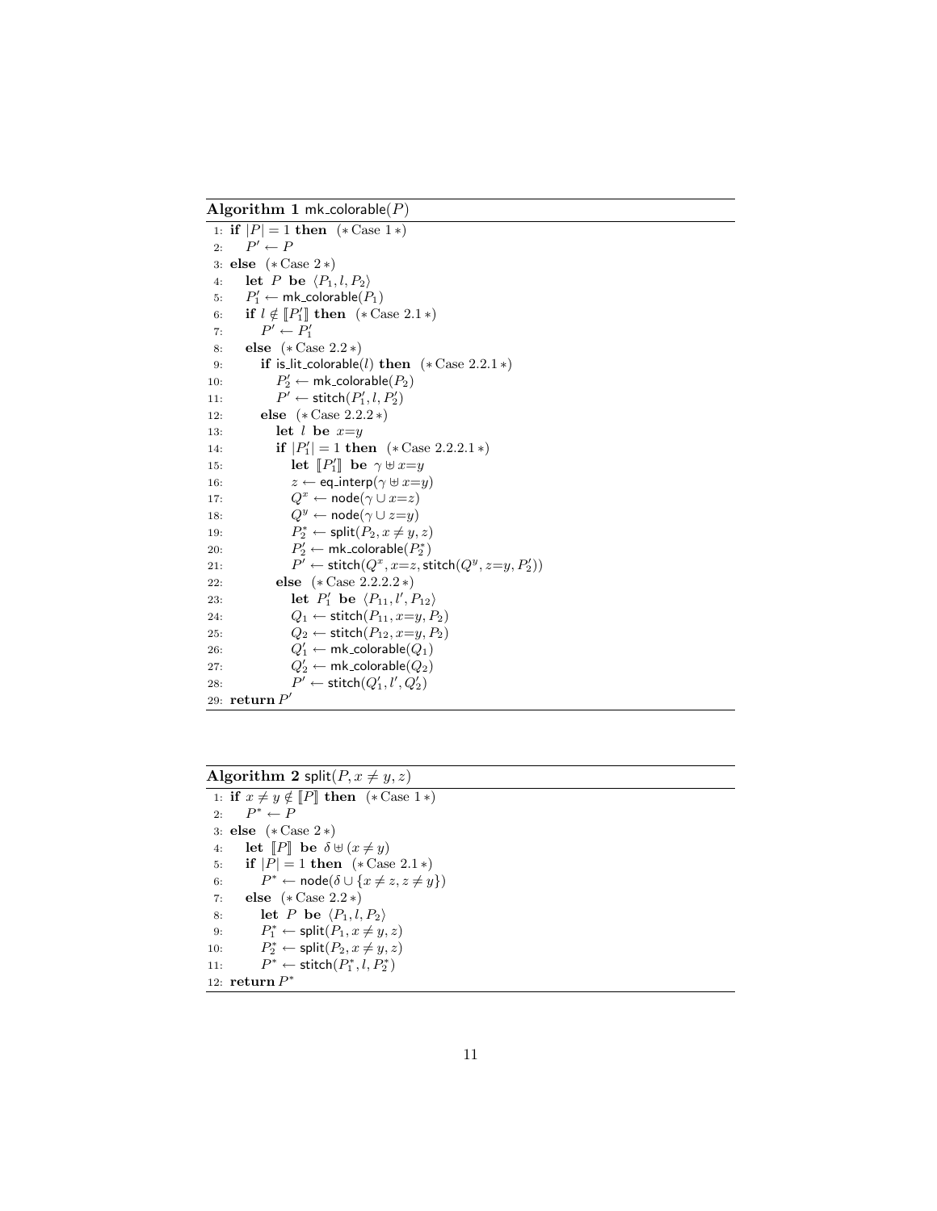**Algorithm 1** $\mathsf{mk\_colorable}(P)$

```
1: if |P| = 1 then   (* Case 1 *)
2:     P' ← P
3: else   (* Case 2 *)
4:     let P be ⟨P_1, l, P_2⟩
5:     P'_1 ← mk_colorable(P_1)
6:     if l ∉ ⟦P'_1⟧ then   (* Case 2.1 *)
7:         P' ← P'_1
8:     else   (* Case 2.2 *)
9:         if is_lit_colorable(l) then   (* Case 2.2.1 *)
10:            P'_2 ← mk_colorable(P_2)
11:            P' ← stitch(P'_1, l, P'_2)
12:        else   (* Case 2.2.2 *)
13:            let l be x=y
14:            if |P'_1| = 1 then   (* Case 2.2.2.1 *)
15:                let ⟦P'_1⟧ be γ ⊎ x=y
16:                z ← eq_interp(γ ⊎ x=y)
17:                Q^x ← node(γ ∪ x=z)
18:                Q^y ← node(γ ∪ z=y)
19:                P*_2 ← split(P_2, x ≠ y, z)
20:                P'_2 ← mk_colorable(P*_2)
21:                P' ← stitch(Q^x, x=z, stitch(Q^y, z=y, P'_2))
22:            else   (* Case 2.2.2.2 *)
23:                let P'_1 be ⟨P_11, l', P_12⟩
24:                Q_1 ← stitch(P_11, x=y, P_2)
25:                Q_2 ← stitch(P_12, x=y, P_2)
26:                Q'_1 ← mk_colorable(Q_1)
27:                Q'_2 ← mk_colorable(Q_2)
28:                P' ← stitch(Q'_1, l', Q'_2)
29: return P'
```

**Algorithm 2** $\mathsf{split}(P, x \neq y, z)$

```
1: if x ≠ y ∉ ⟦P⟧ then   (* Case 1 *)
2:     P* ← P
3: else   (* Case 2 *)
4:     let ⟦P⟧ be δ ⊎ (x ≠ y)
5:     if |P| = 1 then   (* Case 2.1 *)
6:         P* ← node(δ ∪ {x ≠ z, z ≠ y})
7:     else   (* Case 2.2 *)
8:         let P be ⟨P_1, l, P_2⟩
9:         P*_1 ← split(P_1, x ≠ y, z)
10:        P*_2 ← split(P_2, x ≠ y, z)
11:        P* ← stitch(P*_1, l, P*_2)
12: return P*
```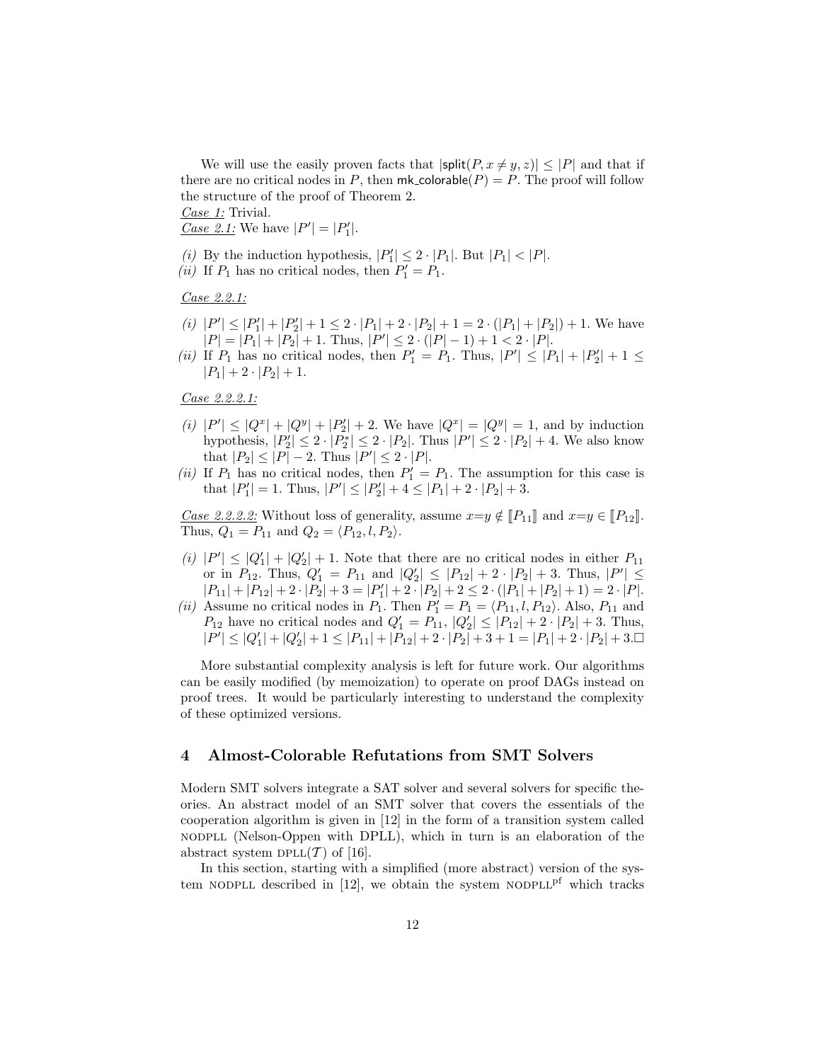We will use the easily proven facts that $|\mathsf{split}(P, x \neq y, z)| \leq |P|$ and that if there are no critical nodes in $P$, then $\mathsf{mk\_colorable}(P) = P$. The proof will follow the structure of the proof of Theorem 2.

*Case 1:* Trivial.

*Case 2.1:* We have $|P'| = |P'_1|$.

- *(i)* By the induction hypothesis, $|P'_1| \leq 2 \cdot |P_1|$. But $|P_1| < |P|$.
- *(ii)* If $P_1$ has no critical nodes, then $P'_1 = P_1$.

*Case 2.2.1:*

- *(i)* $|P'| \leq |P'_1| + |P'_2| + 1 \leq 2 \cdot |P_1| + 2 \cdot |P_2| + 1 = 2 \cdot (|P_1| + |P_2|) + 1$. We have $|P| = |P_1| + |P_2| + 1$. Thus, $|P'| \leq 2 \cdot (|P| - 1) + 1 < 2 \cdot |P|$.
- *(ii)* If $P_1$ has no critical nodes, then $P'_1 = P_1$. Thus, $|P'| \leq |P_1| + |P'_2| + 1 \leq |P_1| + 2 \cdot |P_2| + 1$.

*Case 2.2.2.1:*

- *(i)* $|P'| \leq |Q^x| + |Q^y| + |P'_2| + 2$. We have $|Q^x| = |Q^y| = 1$, and by induction hypothesis, $|P'_2| \leq 2 \cdot |P^*_2| \leq 2 \cdot |P_2|$. Thus $|P'| \leq 2 \cdot |P_2| + 4$. We also know that $|P_2| \leq |P| - 2$. Thus $|P'| \leq 2 \cdot |P|$.
- *(ii)* If $P_1$ has no critical nodes, then $P'_1 = P_1$. The assumption for this case is that $|P'_1| = 1$. Thus, $|P'| \leq |P'_2| + 4 \leq |P_1| + 2 \cdot |P_2| + 3$.

*Case 2.2.2.2:* Without loss of generality, assume $x{=}y \notin [\![P_{11}]\!]$ and $x{=}y \in [\![P_{12}]\!]$. Thus, $Q_1 = P_{11}$ and $Q_2 = \langle P_{12}, l, P_2 \rangle$.

- *(i)* $|P'| \leq |Q'_1| + |Q'_2| + 1$. Note that there are no critical nodes in either $P_{11}$ or in $P_{12}$. Thus, $Q'_1 = P_{11}$ and $|Q'_2| \leq |P_{12}| + 2 \cdot |P_2| + 3$. Thus, $|P'| \leq |P_{11}| + |P_{12}| + 2 \cdot |P_2| + 3 = |P'_1| + 2 \cdot |P_2| + 2 \leq 2 \cdot (|P_1| + |P_2| + 1) = 2 \cdot |P|$.
- *(ii)* Assume no critical nodes in $P_1$. Then $P'_1 = P_1 = \langle P_{11}, l, P_{12} \rangle$. Also, $P_{11}$ and $P_{12}$ have no critical nodes and $Q'_1 = P_{11}$, $|Q'_2| \leq |P_{12}| + 2 \cdot |P_2| + 3$. Thus, $|P'| \leq |Q'_1| + |Q'_2| + 1 \leq |P_{11}| + |P_{12}| + 2 \cdot |P_2| + 3 + 1 = |P_1| + 2 \cdot |P_2| + 3$.□

More substantial complexity analysis is left for future work. Our algorithms can be easily modified (by memoization) to operate on proof DAGs instead on proof trees. It would be particularly interesting to understand the complexity of these optimized versions.

## 4 Almost-Colorable Refutations from SMT Solvers

Modern SMT solvers integrate a SAT solver and several solvers for specific theories. An abstract model of an SMT solver that covers the essentials of the cooperation algorithm is given in [12] in the form of a transition system called NODPLL (Nelson-Oppen with DPLL), which in turn is an elaboration of the abstract system DPLL($\mathcal{T}$) of [16].

In this section, starting with a simplified (more abstract) version of the system NODPLL described in [12], we obtain the system $\text{NODPLL}^{\text{pf}}$ which tracks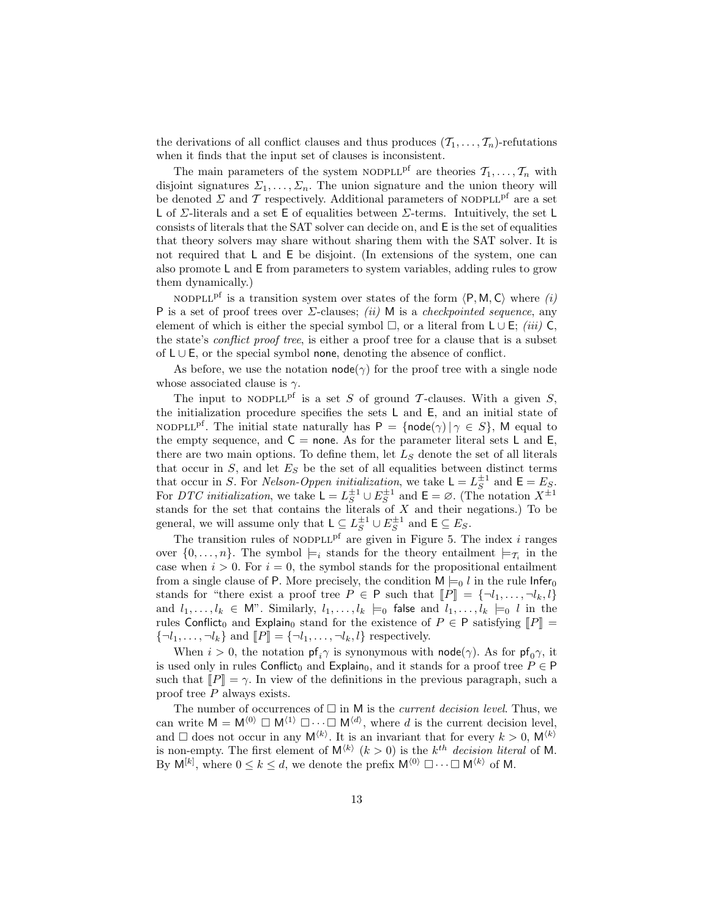the derivations of all conflict clauses and thus produces $(\mathcal{T}_1, \dots, \mathcal{T}_n)$-refutations when it finds that the input set of clauses is inconsistent.

The main parameters of the system NODPLL$^{\text{pf}}$ are theories $\mathcal{T}_1, \dots, \mathcal{T}_n$ with disjoint signatures $\Sigma_1, \dots, \Sigma_n$. The union signature and the union theory will be denoted $\Sigma$ and $\mathcal{T}$ respectively. Additional parameters of NODPLL$^{\text{pf}}$ are a set $\mathsf{L}$ of $\Sigma$-literals and a set $\mathsf{E}$ of equalities between $\Sigma$-terms. Intuitively, the set $\mathsf{L}$ consists of literals that the SAT solver can decide on, and $\mathsf{E}$ is the set of equalities that theory solvers may share without sharing them with the SAT solver. It is not required that $\mathsf{L}$ and $\mathsf{E}$ be disjoint. (In extensions of the system, one can also promote $\mathsf{L}$ and $\mathsf{E}$ from parameters to system variables, adding rules to grow them dynamically.)

NODPLL$^{\text{pf}}$ is a transition system over states of the form $\langle \mathsf{P}, \mathsf{M}, \mathsf{C} \rangle$ where *(i)* $\mathsf{P}$ is a set of proof trees over $\Sigma$-clauses; *(ii)* $\mathsf{M}$ is a *checkpointed sequence*, any element of which is either the special symbol $\Box$, or a literal from $\mathsf{L} \cup \mathsf{E}$; *(iii)* $\mathsf{C}$, the state's *conflict proof tree*, is either a proof tree for a clause that is a subset of $\mathsf{L} \cup \mathsf{E}$, or the special symbol $\mathsf{none}$, denoting the absence of conflict.

As before, we use the notation $\mathsf{node}(\gamma)$ for the proof tree with a single node whose associated clause is $\gamma$.

The input to NODPLL$^{\text{pf}}$ is a set $S$ of ground $\mathcal{T}$-clauses. With a given $S$, the initialization procedure specifies the sets $\mathsf{L}$ and $\mathsf{E}$, and an initial state of NODPLL$^{\text{pf}}$. The initial state naturally has $\mathsf{P} = \{\mathsf{node}(\gamma) \mid \gamma \in S\}$, $\mathsf{M}$ equal to the empty sequence, and $\mathsf{C} = \mathsf{none}$. As for the parameter literal sets $\mathsf{L}$ and $\mathsf{E}$, there are two main options. To define them, let $L_S$ denote the set of all literals that occur in $S$, and let $E_S$ be the set of all equalities between distinct terms that occur in $S$. For *Nelson-Oppen initialization*, we take $\mathsf{L} = L_S^{\pm 1}$ and $\mathsf{E} = E_S$. For *DTC initialization*, we take $\mathsf{L} = L_S^{\pm 1} \cup E_S^{\pm 1}$ and $\mathsf{E} = \varnothing$. (The notation $X^{\pm 1}$ stands for the set that contains the literals of $X$ and their negations.) To be general, we will assume only that $\mathsf{L} \subseteq L_S^{\pm 1} \cup E_S^{\pm 1}$ and $\mathsf{E} \subseteq E_S$.

The transition rules of NODPLL$^{\text{pf}}$ are given in Figure 5. The index $i$ ranges over $\{0, \dots, n\}$. The symbol $\models_i$ stands for the theory entailment $\models_{\mathcal{T}_i}$ in the case when $i > 0$. For $i = 0$, the symbol stands for the propositional entailment from a single clause of $\mathsf{P}$. More precisely, the condition $\mathsf{M} \models_0 l$ in the rule $\mathsf{Infer}_0$ stands for "there exist a proof tree $P \in \mathsf{P}$ such that $[\![P]\!] = \{\neg l_1, \dots, \neg l_k, l\}$ and $l_1, \dots, l_k \in \mathsf{M}$". Similarly, $l_1, \dots, l_k \models_0 \mathsf{false}$ and $l_1, \dots, l_k \models_0 l$ in the rules $\mathsf{Conflict}_0$ and $\mathsf{Explain}_0$ stand for the existence of $P \in \mathsf{P}$ satisfying $[\![P]\!] = \{\neg l_1, \dots, \neg l_k\}$ and $[\![P]\!] = \{\neg l_1, \dots, \neg l_k, l\}$ respectively.

When $i > 0$, the notation $\mathsf{pf}_i\gamma$ is synonymous with $\mathsf{node}(\gamma)$. As for $\mathsf{pf}_0\gamma$, it is used only in rules $\mathsf{Conflict}_0$ and $\mathsf{Explain}_0$, and it stands for a proof tree $P \in \mathsf{P}$ such that $[\![P]\!] = \gamma$. In view of the definitions in the previous paragraph, such a proof tree $P$ always exists.

The number of occurrences of $\Box$ in $\mathsf{M}$ is the *current decision level*. Thus, we can write $\mathsf{M} = \mathsf{M}^{\langle 0 \rangle} \Box \mathsf{M}^{\langle 1 \rangle} \Box \cdots \Box \mathsf{M}^{\langle d \rangle}$, where $d$ is the current decision level, and $\Box$ does not occur in any $\mathsf{M}^{\langle k \rangle}$. It is an invariant that for every $k > 0$, $\mathsf{M}^{\langle k \rangle}$ is non-empty. The first element of $\mathsf{M}^{\langle k \rangle}$ $(k > 0)$ is the $k^{th}$ *decision literal* of $\mathsf{M}$. By $\mathsf{M}^{[k]}$, where $0 \leq k \leq d$, we denote the prefix $\mathsf{M}^{\langle 0 \rangle} \Box \cdots \Box \mathsf{M}^{\langle k \rangle}$ of $\mathsf{M}$.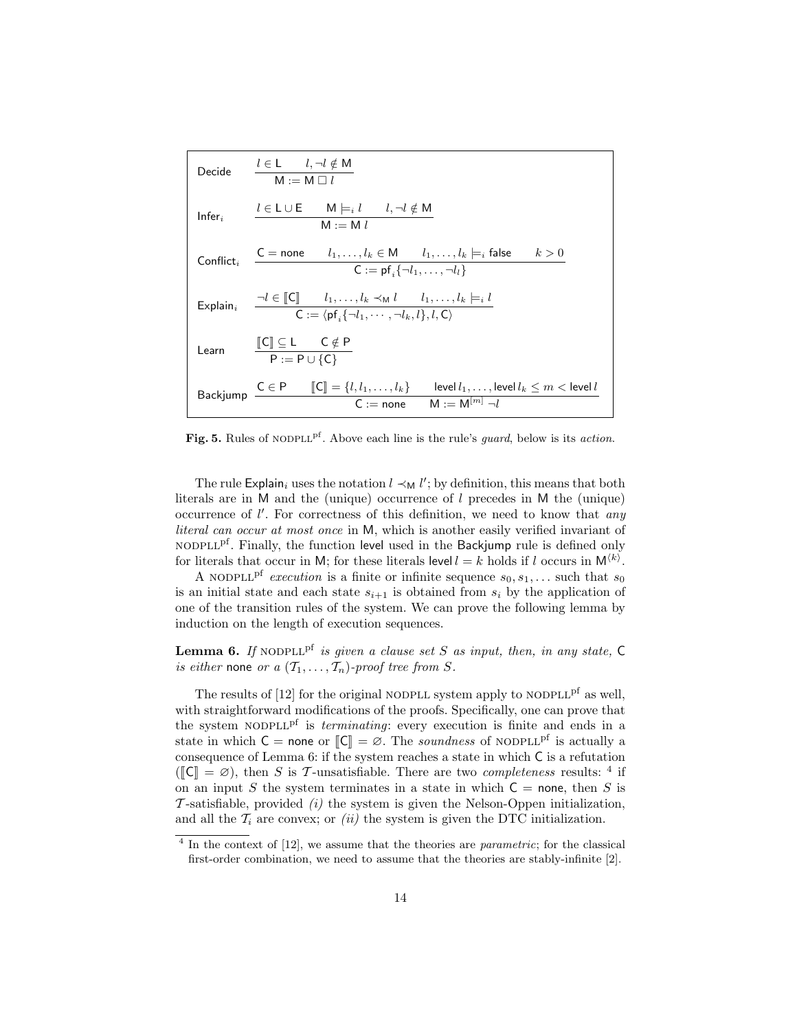| Rule | Guard / Action |
|---|---|
| Decide | $\dfrac{l \in \mathsf{L} \qquad l, \neg l \notin \mathsf{M}}{\mathsf{M} := \mathsf{M} \,\Box\, l}$ |
| $\mathsf{Infer}_i$ | $\dfrac{l \in \mathsf{L} \cup \mathsf{E} \qquad \mathsf{M} \models_i l \qquad l, \neg l \notin \mathsf{M}}{\mathsf{M} := \mathsf{M}\, l}$ |
| $\mathsf{Conflict}_i$ | $\dfrac{\mathsf{C} = \mathsf{none} \qquad l_1, \ldots, l_k \in \mathsf{M} \qquad l_1, \ldots, l_k \models_i \mathsf{false} \qquad k > 0}{\mathsf{C} := \mathsf{pf}_i\{\neg l_1, \ldots, \neg l_l\}}$ |
| $\mathsf{Explain}_i$ | $\dfrac{\neg l \in [\![\mathsf{C}]\!] \qquad l_1, \ldots, l_k \prec_{\mathsf{M}} l \qquad l_1, \ldots, l_k \models_i l}{\mathsf{C} := \langle \mathsf{pf}_i\{\neg l_1, \cdots, \neg l_k, l\}, l, \mathsf{C}\rangle}$ |
| Learn | $\dfrac{[\![\mathsf{C}]\!] \subseteq \mathsf{L} \qquad \mathsf{C} \notin \mathsf{P}}{\mathsf{P} := \mathsf{P} \cup \{\mathsf{C}\}}$ |
| Backjump | $\dfrac{\mathsf{C} \in \mathsf{P} \qquad [\![\mathsf{C}]\!] = \{l, l_1, \ldots, l_k\} \qquad \mathsf{level}\, l_1, \ldots, \mathsf{level}\, l_k \leq m < \mathsf{level}\, l}{\mathsf{C} := \mathsf{none} \qquad \mathsf{M} := \mathsf{M}^{[m]}\, \neg l}$ |

**Fig. 5.** Rules of NODPLL$^{\mathrm{pf}}$. Above each line is the rule's *guard*, below is its *action*.

The rule $\mathsf{Explain}_i$ uses the notation $l \prec_{\mathsf{M}} l'$; by definition, this means that both literals are in $\mathsf{M}$ and the (unique) occurrence of $l$ precedes in $\mathsf{M}$ the (unique) occurrence of $l'$. For correctness of this definition, we need to know that *any literal can occur at most once* in $\mathsf{M}$, which is another easily verified invariant of NODPLL$^{\mathrm{pf}}$. Finally, the function $\mathsf{level}$ used in the Backjump rule is defined only for literals that occur in $\mathsf{M}$; for these literals $\mathsf{level}\, l = k$ holds if $l$ occurs in $\mathsf{M}^{\langle k \rangle}$.

A NODPLL$^{\mathrm{pf}}$ *execution* is a finite or infinite sequence $s_0, s_1, \ldots$ such that $s_0$ is an initial state and each state $s_{i+1}$ is obtained from $s_i$ by the application of one of the transition rules of the system. We can prove the following lemma by induction on the length of execution sequences.

**Lemma 6.** *If* NODPLL$^{\mathrm{pf}}$ *is given a clause set $S$ as input, then, in any state,* $\mathsf{C}$ *is either* $\mathsf{none}$ *or a* $(\mathcal{T}_1, \ldots, \mathcal{T}_n)$*-proof tree from $S$.*

The results of [12] for the original NODPLL system apply to NODPLL$^{\mathrm{pf}}$ as well, with straightforward modifications of the proofs. Specifically, one can prove that the system NODPLL$^{\mathrm{pf}}$ is *terminating*: every execution is finite and ends in a state in which $\mathsf{C} = \mathsf{none}$ or $[\![\mathsf{C}]\!] = \varnothing$. The *soundness* of NODPLL$^{\mathrm{pf}}$ is actually a consequence of Lemma 6: if the system reaches a state in which $\mathsf{C}$ is a refutation ($[\![\mathsf{C}]\!] = \varnothing$), then $S$ is $\mathcal{T}$-unsatisfiable. There are two *completeness* results: [4] if on an input $S$ the system terminates in a state in which $\mathsf{C} = \mathsf{none}$, then $S$ is $\mathcal{T}$-satisfiable, provided *(i)* the system is given the Nelson-Oppen initialization, and all the $\mathcal{T}_i$ are convex; or *(ii)* the system is given the DTC initialization.

[4] In the context of [12], we assume that the theories are *parametric*; for the classical first-order combination, we need to assume that the theories are stably-infinite [2].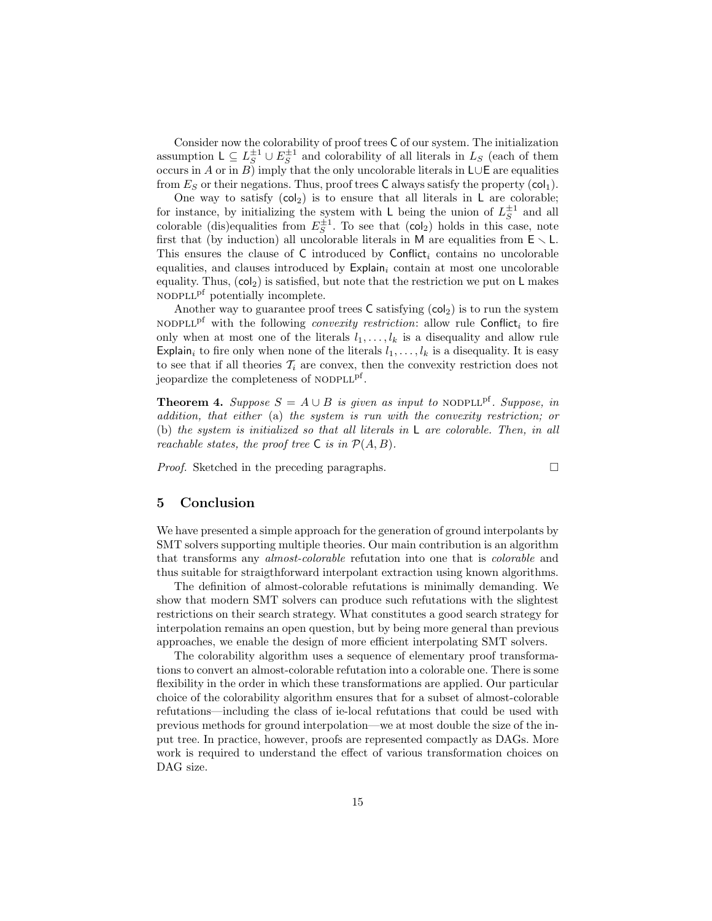Consider now the colorability of proof trees $\mathsf{C}$ of our system. The initialization assumption $\mathsf{L} \subseteq L_S^{\pm 1} \cup E_S^{\pm 1}$ and colorability of all literals in $L_S$ (each of them occurs in $A$ or in $B$) imply that the only uncolorable literals in $\mathsf{L} \cup \mathsf{E}$ are equalities from $E_S$ or their negations. Thus, proof trees $\mathsf{C}$ always satisfy the property ($\mathsf{col}_1$).

One way to satisfy ($\mathsf{col}_2$) is to ensure that all literals in $\mathsf{L}$ are colorable; for instance, by initializing the system with $\mathsf{L}$ being the union of $L_S^{\pm 1}$ and all colorable (dis)equalities from $E_S^{\pm 1}$. To see that ($\mathsf{col}_2$) holds in this case, note first that (by induction) all uncolorable literals in $\mathsf{M}$ are equalities from $\mathsf{E} \setminus \mathsf{L}$. This ensures the clause of $\mathsf{C}$ introduced by $\mathsf{Conflict}_i$ contains no uncolorable equalities, and clauses introduced by $\mathsf{Explain}_i$ contain at most one uncolorable equality. Thus, ($\mathsf{col}_2$) is satisfied, but note that the restriction we put on $\mathsf{L}$ makes NODPLL$^{\text{pf}}$ potentially incomplete.

Another way to guarantee proof trees $\mathsf{C}$ satisfying ($\mathsf{col}_2$) is to run the system NODPLL$^{\text{pf}}$ with the following *convexity restriction*: allow rule $\mathsf{Conflict}_i$ to fire only when at most one of the literals $l_1, \ldots, l_k$ is a disequality and allow rule $\mathsf{Explain}_i$ to fire only when none of the literals $l_1, \ldots, l_k$ is a disequality. It is easy to see that if all theories $\mathcal{T}_i$ are convex, then the convexity restriction does not jeopardize the completeness of NODPLL$^{\text{pf}}$.

**Theorem 4.** *Suppose $S = A \cup B$ is given as input to* NODPLL$^{\text{pf}}$*. Suppose, in addition, that either* (a) *the system is run with the convexity restriction; or* (b) *the system is initialized so that all literals in $\mathsf{L}$ are colorable. Then, in all reachable states, the proof tree $\mathsf{C}$ is in $\mathcal{P}(A, B)$.*

*Proof.* Sketched in the preceding paragraphs. □

## 5 Conclusion

We have presented a simple approach for the generation of ground interpolants by SMT solvers supporting multiple theories. Our main contribution is an algorithm that transforms any *almost-colorable* refutation into one that is *colorable* and thus suitable for straigthforward interpolant extraction using known algorithms.

The definition of almost-colorable refutations is minimally demanding. We show that modern SMT solvers can produce such refutations with the slightest restrictions on their search strategy. What constitutes a good search strategy for interpolation remains an open question, but by being more general than previous approaches, we enable the design of more efficient interpolating SMT solvers.

The colorability algorithm uses a sequence of elementary proof transformations to convert an almost-colorable refutation into a colorable one. There is some flexibility in the order in which these transformations are applied. Our particular choice of the colorability algorithm ensures that for a subset of almost-colorable refutations—including the class of ie-local refutations that could be used with previous methods for ground interpolation—we at most double the size of the input tree. In practice, however, proofs are represented compactly as DAGs. More work is required to understand the effect of various transformation choices on DAG size.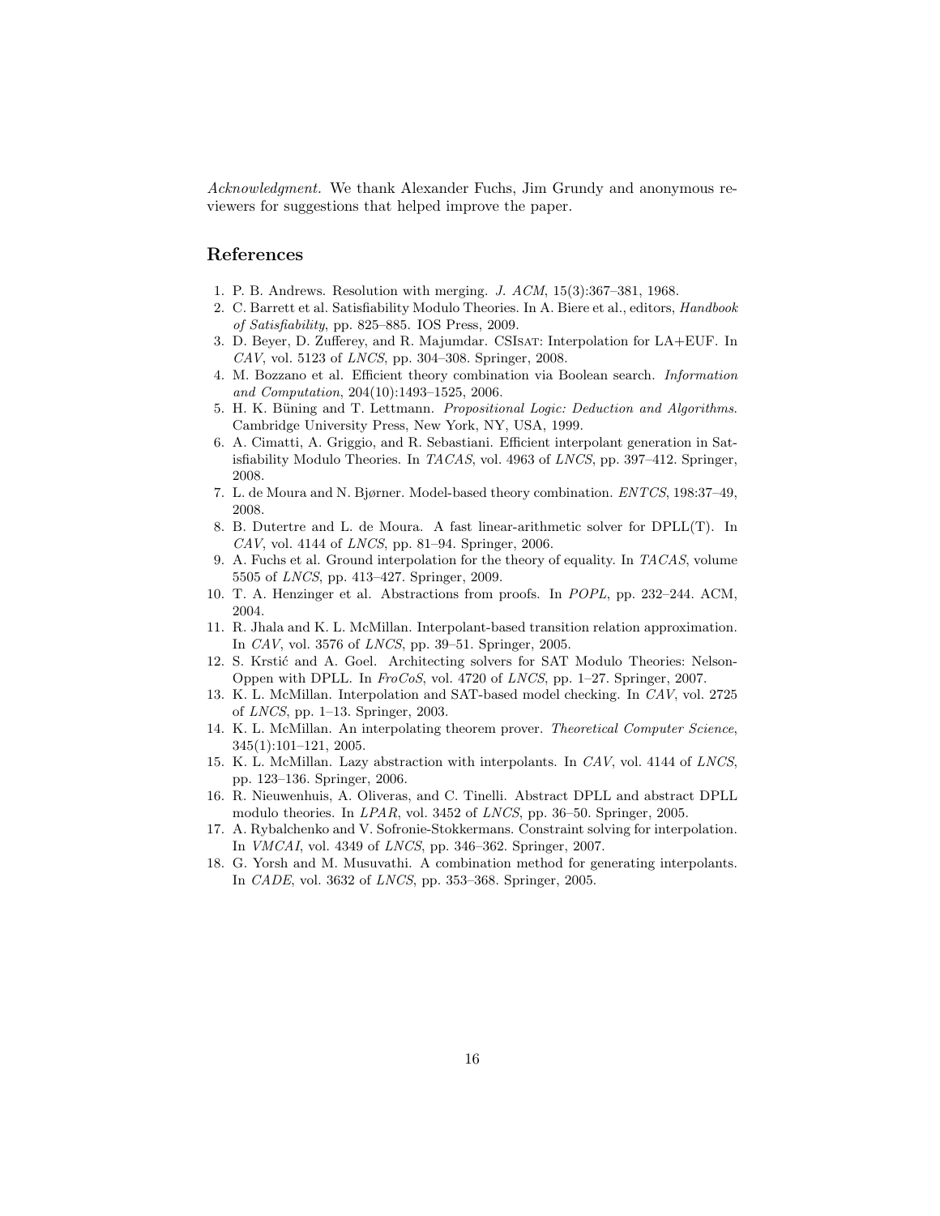*Acknowledgment.* We thank Alexander Fuchs, Jim Grundy and anonymous reviewers for suggestions that helped improve the paper.

## References

1. P. B. Andrews. Resolution with merging. *J. ACM*, 15(3):367–381, 1968.
2. C. Barrett et al. Satisfiability Modulo Theories. In A. Biere et al., editors, *Handbook of Satisfiability*, pp. 825–885. IOS Press, 2009.
3. D. Beyer, D. Zufferey, and R. Majumdar. CSIsat: Interpolation for LA+EUF. In *CAV*, vol. 5123 of *LNCS*, pp. 304–308. Springer, 2008.
4. M. Bozzano et al. Efficient theory combination via Boolean search. *Information and Computation*, 204(10):1493–1525, 2006.
5. H. K. Büning and T. Lettmann. *Propositional Logic: Deduction and Algorithms*. Cambridge University Press, New York, NY, USA, 1999.
6. A. Cimatti, A. Griggio, and R. Sebastiani. Efficient interpolant generation in Satisfiability Modulo Theories. In *TACAS*, vol. 4963 of *LNCS*, pp. 397–412. Springer, 2008.
7. L. de Moura and N. Bjørner. Model-based theory combination. *ENTCS*, 198:37–49, 2008.
8. B. Dutertre and L. de Moura. A fast linear-arithmetic solver for DPLL(T). In *CAV*, vol. 4144 of *LNCS*, pp. 81–94. Springer, 2006.
9. A. Fuchs et al. Ground interpolation for the theory of equality. In *TACAS*, volume 5505 of *LNCS*, pp. 413–427. Springer, 2009.
10. T. A. Henzinger et al. Abstractions from proofs. In *POPL*, pp. 232–244. ACM, 2004.
11. R. Jhala and K. L. McMillan. Interpolant-based transition relation approximation. In *CAV*, vol. 3576 of *LNCS*, pp. 39–51. Springer, 2005.
12. S. Krstić and A. Goel. Architecting solvers for SAT Modulo Theories: Nelson-Oppen with DPLL. In *FroCoS*, vol. 4720 of *LNCS*, pp. 1–27. Springer, 2007.
13. K. L. McMillan. Interpolation and SAT-based model checking. In *CAV*, vol. 2725 of *LNCS*, pp. 1–13. Springer, 2003.
14. K. L. McMillan. An interpolating theorem prover. *Theoretical Computer Science*, 345(1):101–121, 2005.
15. K. L. McMillan. Lazy abstraction with interpolants. In *CAV*, vol. 4144 of *LNCS*, pp. 123–136. Springer, 2006.
16. R. Nieuwenhuis, A. Oliveras, and C. Tinelli. Abstract DPLL and abstract DPLL modulo theories. In *LPAR*, vol. 3452 of *LNCS*, pp. 36–50. Springer, 2005.
17. A. Rybalchenko and V. Sofronie-Stokkermans. Constraint solving for interpolation. In *VMCAI*, vol. 4349 of *LNCS*, pp. 346–362. Springer, 2007.
18. G. Yorsh and M. Musuvathi. A combination method for generating interpolants. In *CADE*, vol. 3632 of *LNCS*, pp. 353–368. Springer, 2005.